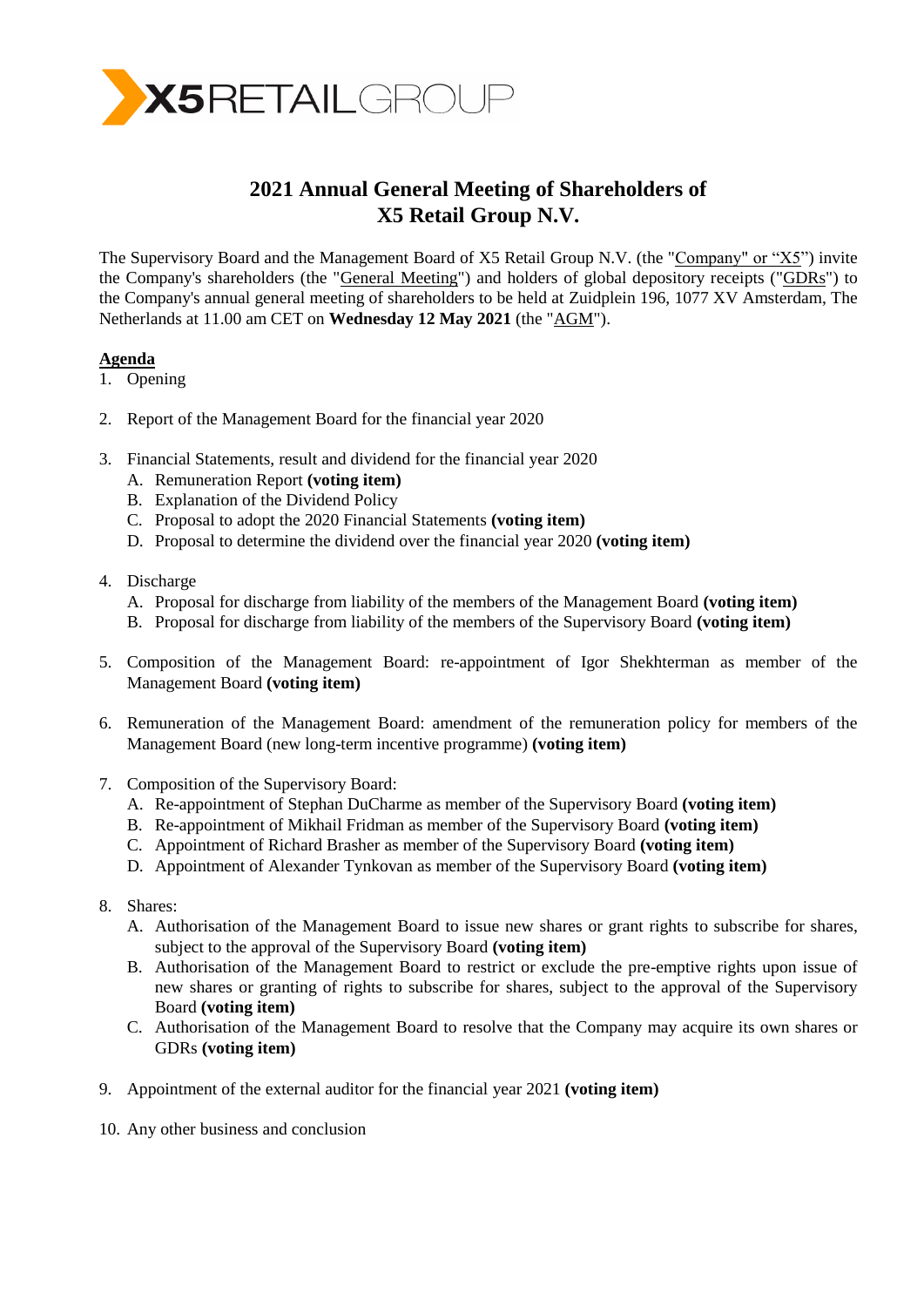X5RETAILGROUP

# 2021 Annual General Meeting of Shareholders of X5 Retail Group N.V.

The Supervisory Board and the Management Board of X5 Retail Group N.V. (the "Company" or "X5") invite the Company's shareholders (the "General Meeting") and holders of global depository receipts ("GDRs") to the Company's annual general meeting of shareholders to be held at Zuidplein 196, 1077 XV Amsterdam, The Netherlands at 11.00 am CET on **Wednesday 12 May 2021** (the "AGM").

**Agenda**

1. Opening

2. Report of the Management Board for the financial year 2020

3. Financial Statements, result and dividend for the financial year 2020
   A. Remuneration Report **(voting item)**
   B. Explanation of the Dividend Policy
   C. Proposal to adopt the 2020 Financial Statements **(voting item)**
   D. Proposal to determine the dividend over the financial year 2020 **(voting item)**

4. Discharge
   A. Proposal for discharge from liability of the members of the Management Board **(voting item)**
   B. Proposal for discharge from liability of the members of the Supervisory Board **(voting item)**

5. Composition of the Management Board: re-appointment of Igor Shekhterman as member of the Management Board **(voting item)**

6. Remuneration of the Management Board: amendment of the remuneration policy for members of the Management Board (new long-term incentive programme) **(voting item)**

7. Composition of the Supervisory Board:
   A. Re-appointment of Stephan DuCharme as member of the Supervisory Board **(voting item)**
   B. Re-appointment of Mikhail Fridman as member of the Supervisory Board **(voting item)**
   C. Appointment of Richard Brasher as member of the Supervisory Board **(voting item)**
   D. Appointment of Alexander Tynkovan as member of the Supervisory Board **(voting item)**

8. Shares:
   A. Authorisation of the Management Board to issue new shares or grant rights to subscribe for shares, subject to the approval of the Supervisory Board **(voting item)**
   B. Authorisation of the Management Board to restrict or exclude the pre-emptive rights upon issue of new shares or granting of rights to subscribe for shares, subject to the approval of the Supervisory Board **(voting item)**
   C. Authorisation of the Management Board to resolve that the Company may acquire its own shares or GDRs **(voting item)**

9. Appointment of the external auditor for the financial year 2021 **(voting item)**

10. Any other business and conclusion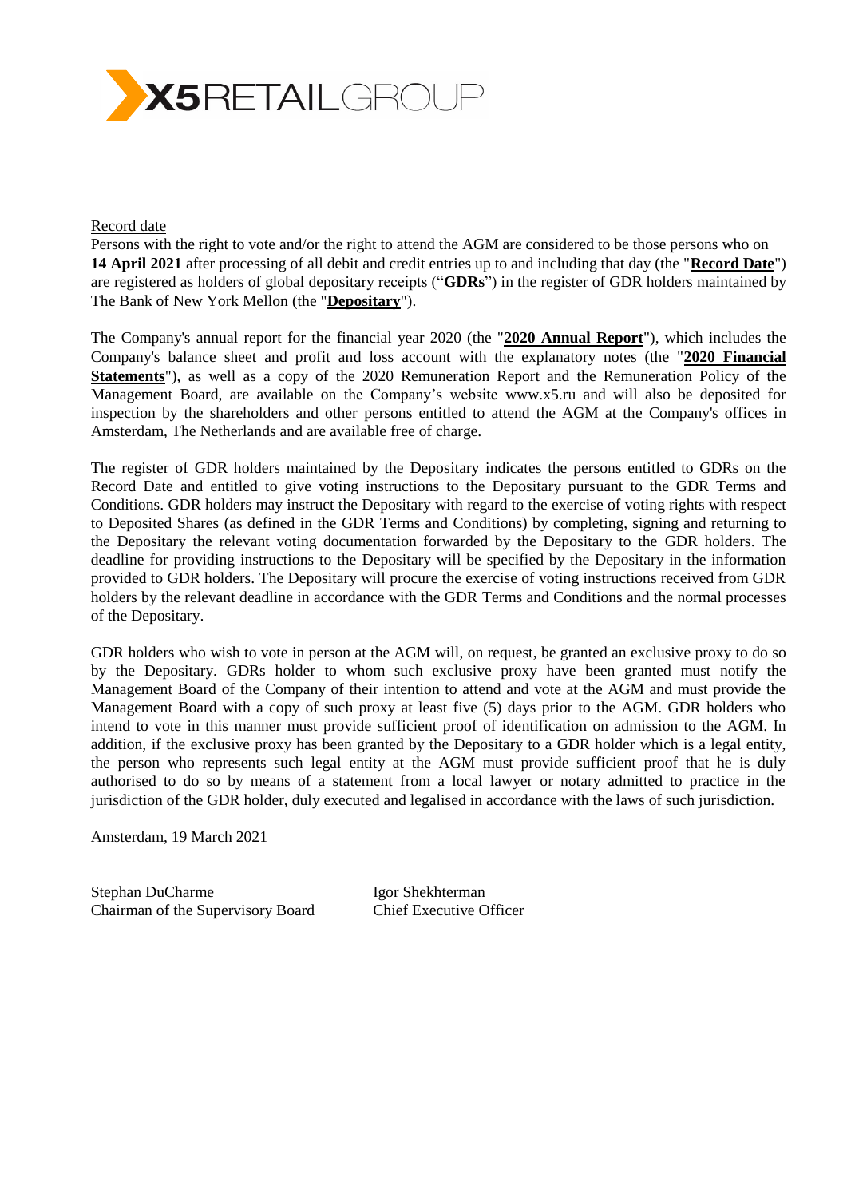Record date

Persons with the right to vote and/or the right to attend the AGM are considered to be those persons who on **14 April 2021** after processing of all debit and credit entries up to and including that day (the "**Record Date**") are registered as holders of global depositary receipts ("**GDRs**") in the register of GDR holders maintained by The Bank of New York Mellon (the "**Depositary**").

The Company's annual report for the financial year 2020 (the "**2020 Annual Report**"), which includes the Company's balance sheet and profit and loss account with the explanatory notes (the "**2020 Financial Statements**"), as well as a copy of the 2020 Remuneration Report and the Remuneration Policy of the Management Board, are available on the Company's website www.x5.ru and will also be deposited for inspection by the shareholders and other persons entitled to attend the AGM at the Company's offices in Amsterdam, The Netherlands and are available free of charge.

The register of GDR holders maintained by the Depositary indicates the persons entitled to GDRs on the Record Date and entitled to give voting instructions to the Depositary pursuant to the GDR Terms and Conditions. GDR holders may instruct the Depositary with regard to the exercise of voting rights with respect to Deposited Shares (as defined in the GDR Terms and Conditions) by completing, signing and returning to the Depositary the relevant voting documentation forwarded by the Depositary to the GDR holders. The deadline for providing instructions to the Depositary will be specified by the Depositary in the information provided to GDR holders. The Depositary will procure the exercise of voting instructions received from GDR holders by the relevant deadline in accordance with the GDR Terms and Conditions and the normal processes of the Depositary.

GDR holders who wish to vote in person at the AGM will, on request, be granted an exclusive proxy to do so by the Depositary. GDRs holder to whom such exclusive proxy have been granted must notify the Management Board of the Company of their intention to attend and vote at the AGM and must provide the Management Board with a copy of such proxy at least five (5) days prior to the AGM. GDR holders who intend to vote in this manner must provide sufficient proof of identification on admission to the AGM. In addition, if the exclusive proxy has been granted by the Depositary to a GDR holder which is a legal entity, the person who represents such legal entity at the AGM must provide sufficient proof that he is duly authorised to do so by means of a statement from a local lawyer or notary admitted to practice in the jurisdiction of the GDR holder, duly executed and legalised in accordance with the laws of such jurisdiction.

Amsterdam, 19 March 2021

Stephan DuCharme
Chairman of the Supervisory Board

Igor Shekhterman
Chief Executive Officer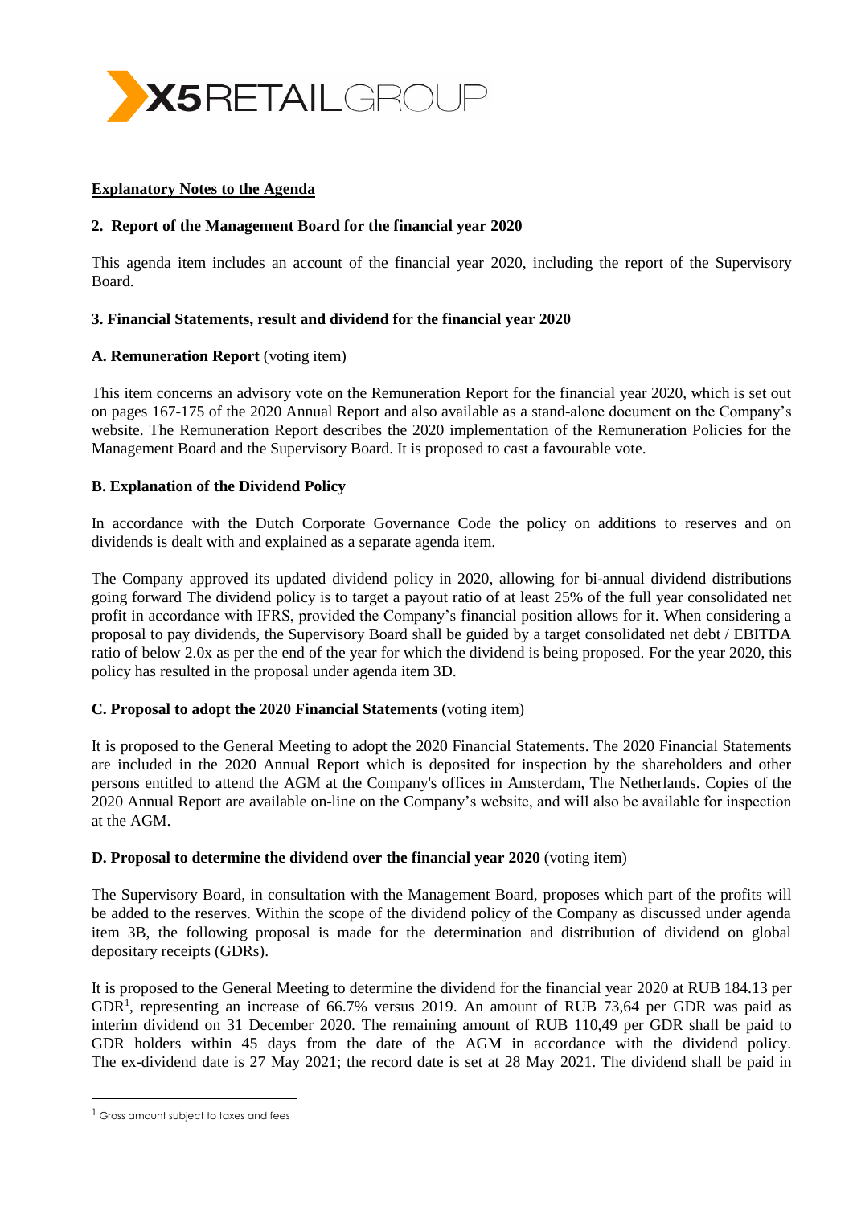**Explanatory Notes to the Agenda**

**2. Report of the Management Board for the financial year 2020**

This agenda item includes an account of the financial year 2020, including the report of the Supervisory Board.

**3. Financial Statements, result and dividend for the financial year 2020**

**A. Remuneration Report** (voting item)

This item concerns an advisory vote on the Remuneration Report for the financial year 2020, which is set out on pages 167-175 of the 2020 Annual Report and also available as a stand-alone document on the Company's website. The Remuneration Report describes the 2020 implementation of the Remuneration Policies for the Management Board and the Supervisory Board. It is proposed to cast a favourable vote.

**B. Explanation of the Dividend Policy**

In accordance with the Dutch Corporate Governance Code the policy on additions to reserves and on dividends is dealt with and explained as a separate agenda item.

The Company approved its updated dividend policy in 2020, allowing for bi-annual dividend distributions going forward The dividend policy is to target a payout ratio of at least 25% of the full year consolidated net profit in accordance with IFRS, provided the Company's financial position allows for it. When considering a proposal to pay dividends, the Supervisory Board shall be guided by a target consolidated net debt / EBITDA ratio of below 2.0x as per the end of the year for which the dividend is being proposed. For the year 2020, this policy has resulted in the proposal under agenda item 3D.

**C. Proposal to adopt the 2020 Financial Statements** (voting item)

It is proposed to the General Meeting to adopt the 2020 Financial Statements. The 2020 Financial Statements are included in the 2020 Annual Report which is deposited for inspection by the shareholders and other persons entitled to attend the AGM at the Company's offices in Amsterdam, The Netherlands. Copies of the 2020 Annual Report are available on-line on the Company's website, and will also be available for inspection at the AGM.

**D. Proposal to determine the dividend over the financial year 2020** (voting item)

The Supervisory Board, in consultation with the Management Board, proposes which part of the profits will be added to the reserves. Within the scope of the dividend policy of the Company as discussed under agenda item 3B, the following proposal is made for the determination and distribution of dividend on global depositary receipts (GDRs).

It is proposed to the General Meeting to determine the dividend for the financial year 2020 at RUB 184.13 per GDR[1], representing an increase of 66.7% versus 2019. An amount of RUB 73,64 per GDR was paid as interim dividend on 31 December 2020. The remaining amount of RUB 110,49 per GDR shall be paid to GDR holders within 45 days from the date of the AGM in accordance with the dividend policy. The ex-dividend date is 27 May 2021; the record date is set at 28 May 2021. The dividend shall be paid in

[1] Gross amount subject to taxes and fees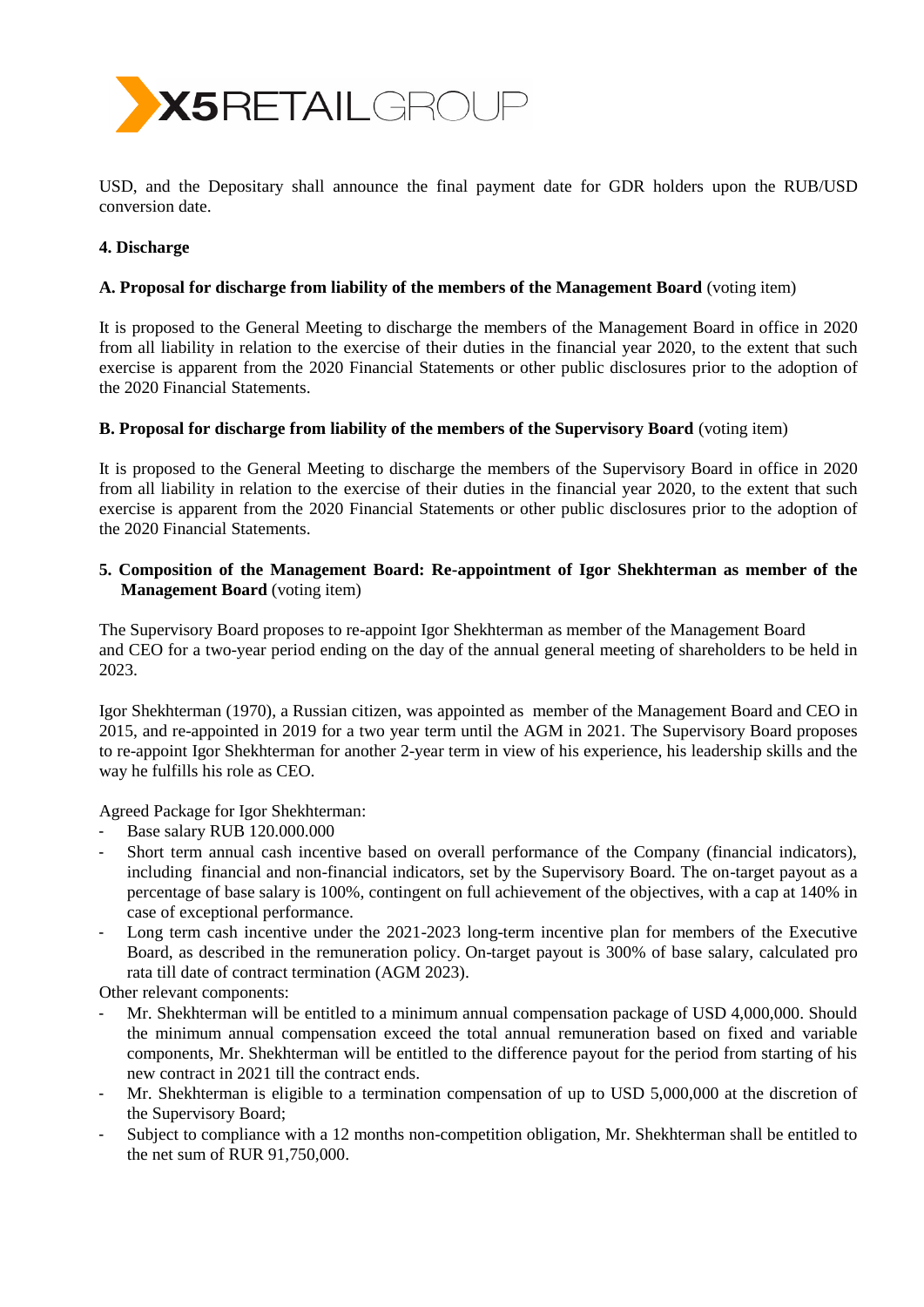USD, and the Depositary shall announce the final payment date for GDR holders upon the RUB/USD conversion date.

## 4. Discharge

### A. Proposal for discharge from liability of the members of the Management Board (voting item)

It is proposed to the General Meeting to discharge the members of the Management Board in office in 2020 from all liability in relation to the exercise of their duties in the financial year 2020, to the extent that such exercise is apparent from the 2020 Financial Statements or other public disclosures prior to the adoption of the 2020 Financial Statements.

### B. Proposal for discharge from liability of the members of the Supervisory Board (voting item)

It is proposed to the General Meeting to discharge the members of the Supervisory Board in office in 2020 from all liability in relation to the exercise of their duties in the financial year 2020, to the extent that such exercise is apparent from the 2020 Financial Statements or other public disclosures prior to the adoption of the 2020 Financial Statements.

## 5. Composition of the Management Board: Re-appointment of Igor Shekhterman as member of the Management Board (voting item)

The Supervisory Board proposes to re-appoint Igor Shekhterman as member of the Management Board and CEO for a two-year period ending on the day of the annual general meeting of shareholders to be held in 2023.

Igor Shekhterman (1970), a Russian citizen, was appointed as member of the Management Board and CEO in 2015, and re-appointed in 2019 for a two year term until the AGM in 2021. The Supervisory Board proposes to re-appoint Igor Shekhterman for another 2-year term in view of his experience, his leadership skills and the way he fulfills his role as CEO.

Agreed Package for Igor Shekhterman:

- Base salary RUB 120.000.000
- Short term annual cash incentive based on overall performance of the Company (financial indicators), including financial and non-financial indicators, set by the Supervisory Board. The on-target payout as a percentage of base salary is 100%, contingent on full achievement of the objectives, with a cap at 140% in case of exceptional performance.
- Long term cash incentive under the 2021-2023 long-term incentive plan for members of the Executive Board, as described in the remuneration policy. On-target payout is 300% of base salary, calculated pro rata till date of contract termination (AGM 2023).

Other relevant components:

- Mr. Shekhterman will be entitled to a minimum annual compensation package of USD 4,000,000. Should the minimum annual compensation exceed the total annual remuneration based on fixed and variable components, Mr. Shekhterman will be entitled to the difference payout for the period from starting of his new contract in 2021 till the contract ends.
- Mr. Shekhterman is eligible to a termination compensation of up to USD 5,000,000 at the discretion of the Supervisory Board;
- Subject to compliance with a 12 months non-competition obligation, Mr. Shekhterman shall be entitled to the net sum of RUR 91,750,000.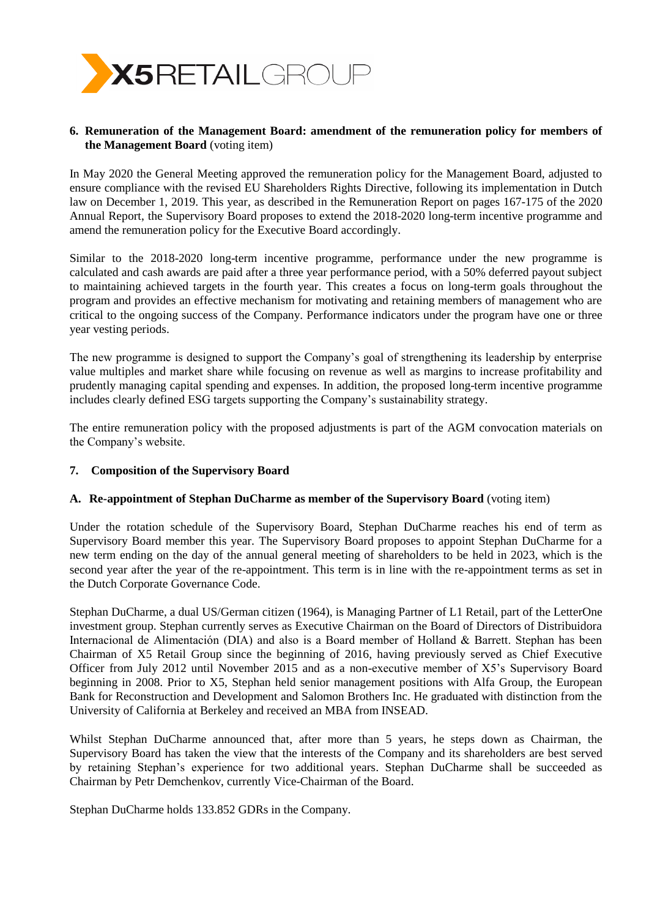**6. Remuneration of the Management Board: amendment of the remuneration policy for members of the Management Board** (voting item)

In May 2020 the General Meeting approved the remuneration policy for the Management Board, adjusted to ensure compliance with the revised EU Shareholders Rights Directive, following its implementation in Dutch law on December 1, 2019. This year, as described in the Remuneration Report on pages 167-175 of the 2020 Annual Report, the Supervisory Board proposes to extend the 2018-2020 long-term incentive programme and amend the remuneration policy for the Executive Board accordingly.

Similar to the 2018-2020 long-term incentive programme, performance under the new programme is calculated and cash awards are paid after a three year performance period, with a 50% deferred payout subject to maintaining achieved targets in the fourth year. This creates a focus on long-term goals throughout the program and provides an effective mechanism for motivating and retaining members of management who are critical to the ongoing success of the Company. Performance indicators under the program have one or three year vesting periods.

The new programme is designed to support the Company's goal of strengthening its leadership by enterprise value multiples and market share while focusing on revenue as well as margins to increase profitability and prudently managing capital spending and expenses. In addition, the proposed long-term incentive programme includes clearly defined ESG targets supporting the Company's sustainability strategy.

The entire remuneration policy with the proposed adjustments is part of the AGM convocation materials on the Company's website.

**7. Composition of the Supervisory Board**

**A. Re-appointment of Stephan DuCharme as member of the Supervisory Board** (voting item)

Under the rotation schedule of the Supervisory Board, Stephan DuCharme reaches his end of term as Supervisory Board member this year. The Supervisory Board proposes to appoint Stephan DuCharme for a new term ending on the day of the annual general meeting of shareholders to be held in 2023, which is the second year after the year of the re-appointment. This term is in line with the re-appointment terms as set in the Dutch Corporate Governance Code.

Stephan DuCharme, a dual US/German citizen (1964), is Managing Partner of L1 Retail, part of the LetterOne investment group. Stephan currently serves as Executive Chairman on the Board of Directors of Distribuidora Internacional de Alimentación (DIA) and also is a Board member of Holland & Barrett. Stephan has been Chairman of X5 Retail Group since the beginning of 2016, having previously served as Chief Executive Officer from July 2012 until November 2015 and as a non-executive member of X5's Supervisory Board beginning in 2008. Prior to X5, Stephan held senior management positions with Alfa Group, the European Bank for Reconstruction and Development and Salomon Brothers Inc. He graduated with distinction from the University of California at Berkeley and received an MBA from INSEAD.

Whilst Stephan DuCharme announced that, after more than 5 years, he steps down as Chairman, the Supervisory Board has taken the view that the interests of the Company and its shareholders are best served by retaining Stephan's experience for two additional years. Stephan DuCharme shall be succeeded as Chairman by Petr Demchenkov, currently Vice-Chairman of the Board.

Stephan DuCharme holds 133.852 GDRs in the Company.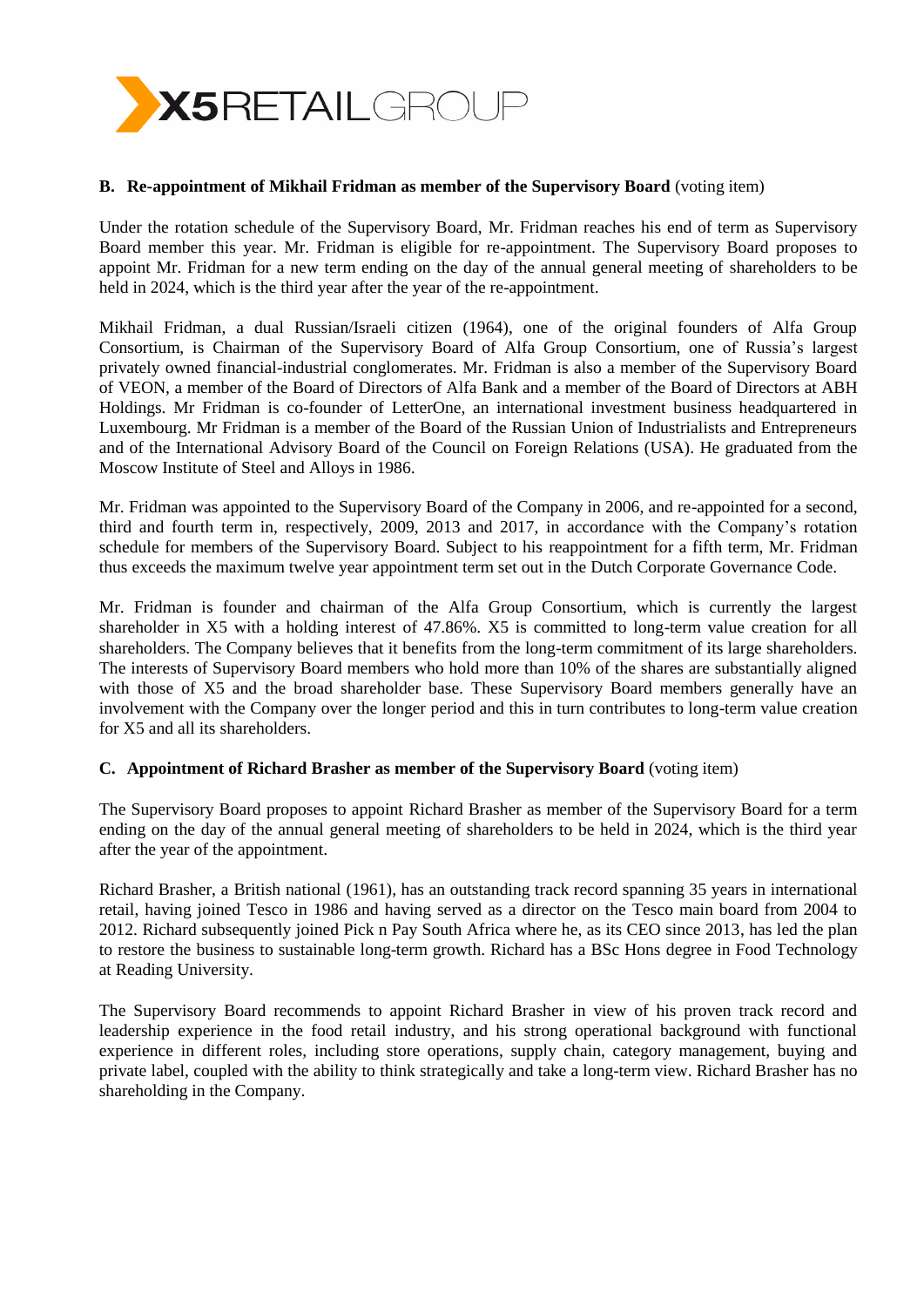**B. Re-appointment of Mikhail Fridman as member of the Supervisory Board** (voting item)

Under the rotation schedule of the Supervisory Board, Mr. Fridman reaches his end of term as Supervisory Board member this year. Mr. Fridman is eligible for re-appointment. The Supervisory Board proposes to appoint Mr. Fridman for a new term ending on the day of the annual general meeting of shareholders to be held in 2024, which is the third year after the year of the re-appointment.

Mikhail Fridman, a dual Russian/Israeli citizen (1964), one of the original founders of Alfa Group Consortium, is Chairman of the Supervisory Board of Alfa Group Consortium, one of Russia's largest privately owned financial-industrial conglomerates. Mr. Fridman is also a member of the Supervisory Board of VEON, a member of the Board of Directors of Alfa Bank and a member of the Board of Directors at ABH Holdings. Mr Fridman is co-founder of LetterOne, an international investment business headquartered in Luxembourg. Mr Fridman is a member of the Board of the Russian Union of Industrialists and Entrepreneurs and of the International Advisory Board of the Council on Foreign Relations (USA). He graduated from the Moscow Institute of Steel and Alloys in 1986.

Mr. Fridman was appointed to the Supervisory Board of the Company in 2006, and re-appointed for a second, third and fourth term in, respectively, 2009, 2013 and 2017, in accordance with the Company's rotation schedule for members of the Supervisory Board. Subject to his reappointment for a fifth term, Mr. Fridman thus exceeds the maximum twelve year appointment term set out in the Dutch Corporate Governance Code.

Mr. Fridman is founder and chairman of the Alfa Group Consortium, which is currently the largest shareholder in X5 with a holding interest of 47.86%. X5 is committed to long-term value creation for all shareholders. The Company believes that it benefits from the long-term commitment of its large shareholders. The interests of Supervisory Board members who hold more than 10% of the shares are substantially aligned with those of X5 and the broad shareholder base. These Supervisory Board members generally have an involvement with the Company over the longer period and this in turn contributes to long-term value creation for X5 and all its shareholders.

**C. Appointment of Richard Brasher as member of the Supervisory Board** (voting item)

The Supervisory Board proposes to appoint Richard Brasher as member of the Supervisory Board for a term ending on the day of the annual general meeting of shareholders to be held in 2024, which is the third year after the year of the appointment.

Richard Brasher, a British national (1961), has an outstanding track record spanning 35 years in international retail, having joined Tesco in 1986 and having served as a director on the Tesco main board from 2004 to 2012. Richard subsequently joined Pick n Pay South Africa where he, as its CEO since 2013, has led the plan to restore the business to sustainable long-term growth. Richard has a BSc Hons degree in Food Technology at Reading University.

The Supervisory Board recommends to appoint Richard Brasher in view of his proven track record and leadership experience in the food retail industry, and his strong operational background with functional experience in different roles, including store operations, supply chain, category management, buying and private label, coupled with the ability to think strategically and take a long-term view. Richard Brasher has no shareholding in the Company.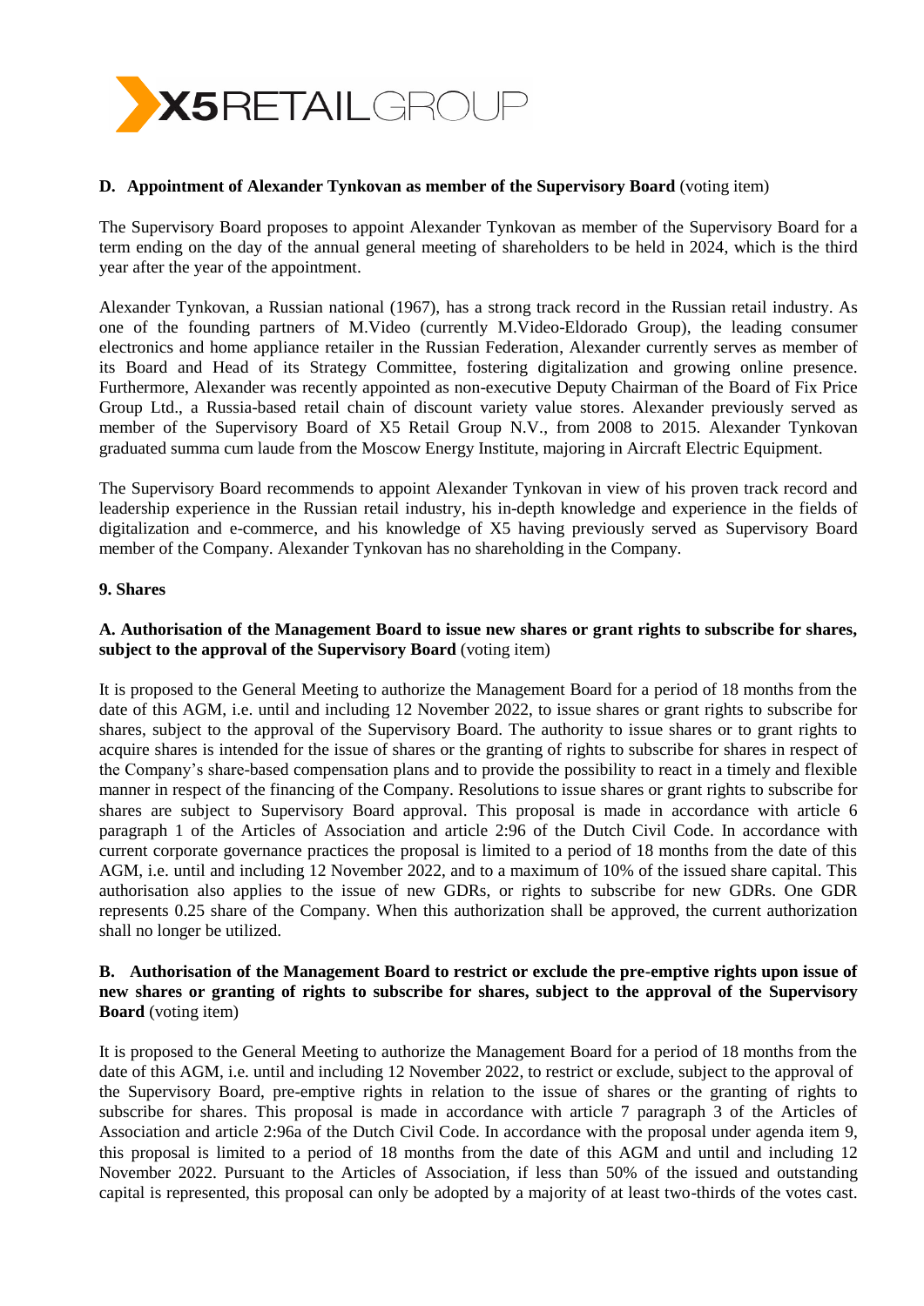**D. Appointment of Alexander Tynkovan as member of the Supervisory Board** (voting item)

The Supervisory Board proposes to appoint Alexander Tynkovan as member of the Supervisory Board for a term ending on the day of the annual general meeting of shareholders to be held in 2024, which is the third year after the year of the appointment.

Alexander Tynkovan, a Russian national (1967), has a strong track record in the Russian retail industry. As one of the founding partners of M.Video (currently M.Video-Eldorado Group), the leading consumer electronics and home appliance retailer in the Russian Federation, Alexander currently serves as member of its Board and Head of its Strategy Committee, fostering digitalization and growing online presence. Furthermore, Alexander was recently appointed as non-executive Deputy Chairman of the Board of Fix Price Group Ltd., a Russia-based retail chain of discount variety value stores. Alexander previously served as member of the Supervisory Board of X5 Retail Group N.V., from 2008 to 2015. Alexander Tynkovan graduated summa cum laude from the Moscow Energy Institute, majoring in Aircraft Electric Equipment.

The Supervisory Board recommends to appoint Alexander Tynkovan in view of his proven track record and leadership experience in the Russian retail industry, his in-depth knowledge and experience in the fields of digitalization and e-commerce, and his knowledge of X5 having previously served as Supervisory Board member of the Company. Alexander Tynkovan has no shareholding in the Company.

**9. Shares**

**A. Authorisation of the Management Board to issue new shares or grant rights to subscribe for shares, subject to the approval of the Supervisory Board** (voting item)

It is proposed to the General Meeting to authorize the Management Board for a period of 18 months from the date of this AGM, i.e. until and including 12 November 2022, to issue shares or grant rights to subscribe for shares, subject to the approval of the Supervisory Board. The authority to issue shares or to grant rights to acquire shares is intended for the issue of shares or the granting of rights to subscribe for shares in respect of the Company's share-based compensation plans and to provide the possibility to react in a timely and flexible manner in respect of the financing of the Company. Resolutions to issue shares or grant rights to subscribe for shares are subject to Supervisory Board approval. This proposal is made in accordance with article 6 paragraph 1 of the Articles of Association and article 2:96 of the Dutch Civil Code. In accordance with current corporate governance practices the proposal is limited to a period of 18 months from the date of this AGM, i.e. until and including 12 November 2022, and to a maximum of 10% of the issued share capital. This authorisation also applies to the issue of new GDRs, or rights to subscribe for new GDRs. One GDR represents 0.25 share of the Company. When this authorization shall be approved, the current authorization shall no longer be utilized.

**B. Authorisation of the Management Board to restrict or exclude the pre-emptive rights upon issue of new shares or granting of rights to subscribe for shares, subject to the approval of the Supervisory Board** (voting item)

It is proposed to the General Meeting to authorize the Management Board for a period of 18 months from the date of this AGM, i.e. until and including 12 November 2022, to restrict or exclude, subject to the approval of the Supervisory Board, pre-emptive rights in relation to the issue of shares or the granting of rights to subscribe for shares. This proposal is made in accordance with article 7 paragraph 3 of the Articles of Association and article 2:96a of the Dutch Civil Code. In accordance with the proposal under agenda item 9, this proposal is limited to a period of 18 months from the date of this AGM and until and including 12 November 2022. Pursuant to the Articles of Association, if less than 50% of the issued and outstanding capital is represented, this proposal can only be adopted by a majority of at least two-thirds of the votes cast.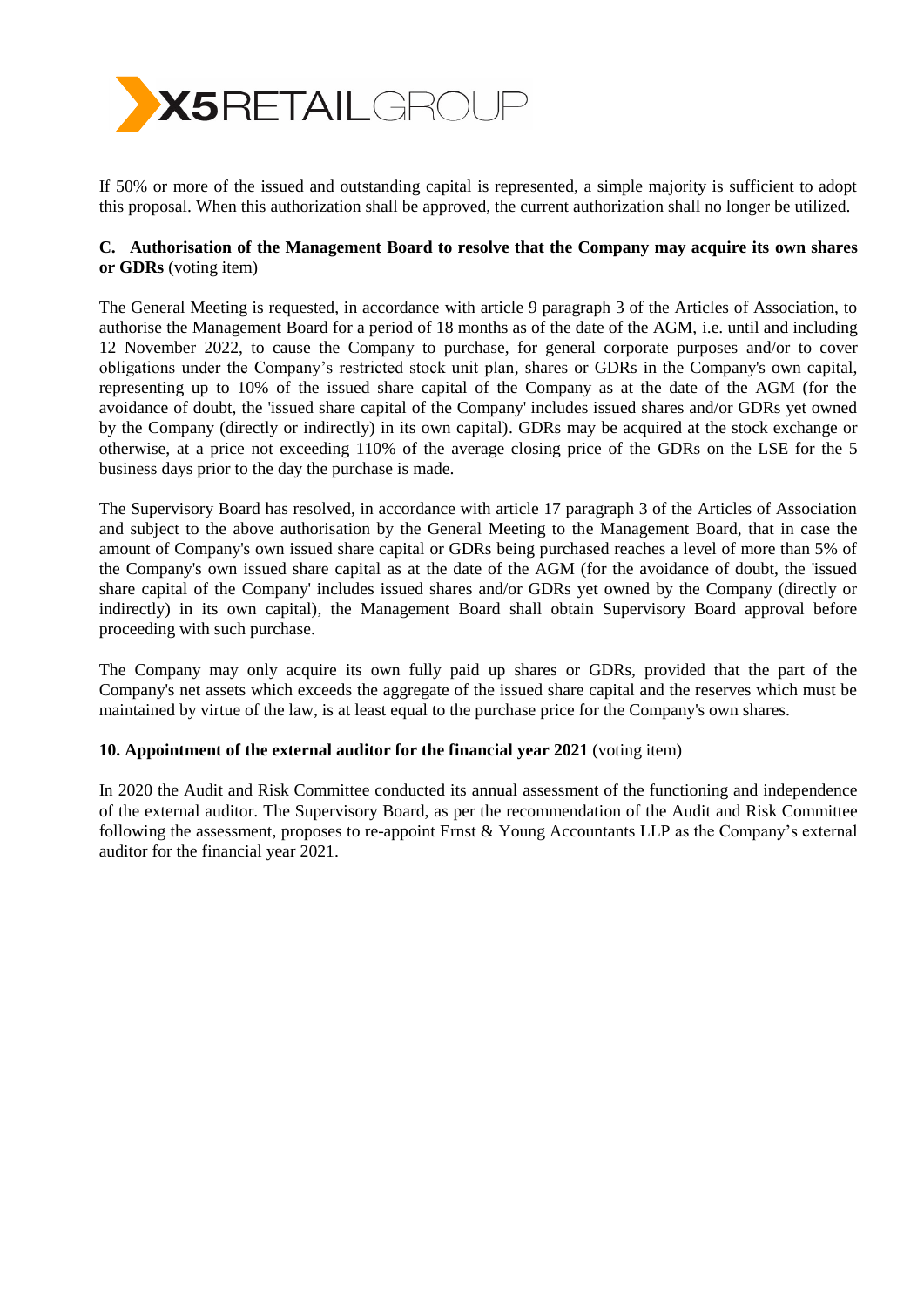If 50% or more of the issued and outstanding capital is represented, a simple majority is sufficient to adopt this proposal. When this authorization shall be approved, the current authorization shall no longer be utilized.

**C. Authorisation of the Management Board to resolve that the Company may acquire its own shares or GDRs** (voting item)

The General Meeting is requested, in accordance with article 9 paragraph 3 of the Articles of Association, to authorise the Management Board for a period of 18 months as of the date of the AGM, i.e. until and including 12 November 2022, to cause the Company to purchase, for general corporate purposes and/or to cover obligations under the Company's restricted stock unit plan, shares or GDRs in the Company's own capital, representing up to 10% of the issued share capital of the Company as at the date of the AGM (for the avoidance of doubt, the 'issued share capital of the Company' includes issued shares and/or GDRs yet owned by the Company (directly or indirectly) in its own capital). GDRs may be acquired at the stock exchange or otherwise, at a price not exceeding 110% of the average closing price of the GDRs on the LSE for the 5 business days prior to the day the purchase is made.

The Supervisory Board has resolved, in accordance with article 17 paragraph 3 of the Articles of Association and subject to the above authorisation by the General Meeting to the Management Board, that in case the amount of Company's own issued share capital or GDRs being purchased reaches a level of more than 5% of the Company's own issued share capital as at the date of the AGM (for the avoidance of doubt, the 'issued share capital of the Company' includes issued shares and/or GDRs yet owned by the Company (directly or indirectly) in its own capital), the Management Board shall obtain Supervisory Board approval before proceeding with such purchase.

The Company may only acquire its own fully paid up shares or GDRs, provided that the part of the Company's net assets which exceeds the aggregate of the issued share capital and the reserves which must be maintained by virtue of the law, is at least equal to the purchase price for the Company's own shares.

**10. Appointment of the external auditor for the financial year 2021** (voting item)

In 2020 the Audit and Risk Committee conducted its annual assessment of the functioning and independence of the external auditor. The Supervisory Board, as per the recommendation of the Audit and Risk Committee following the assessment, proposes to re-appoint Ernst & Young Accountants LLP as the Company's external auditor for the financial year 2021.